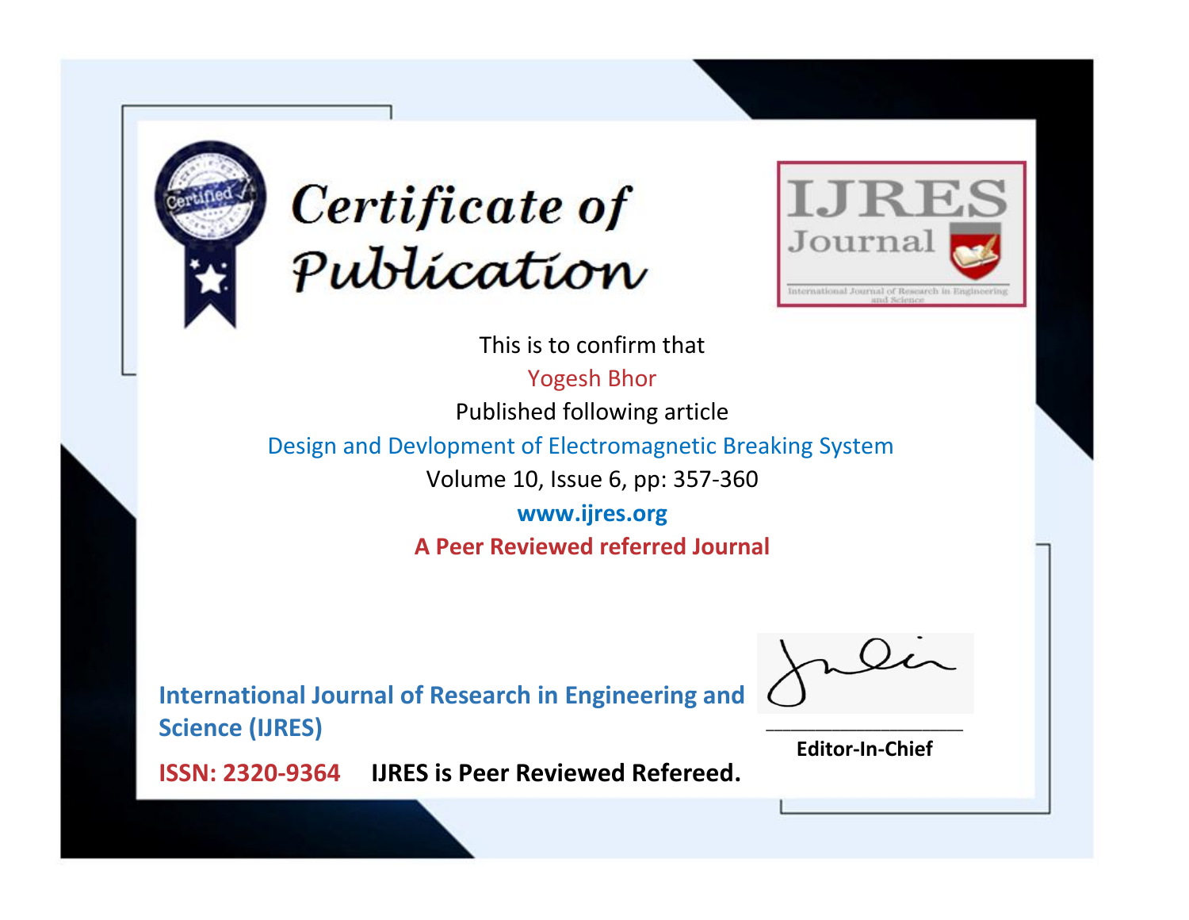# Certificate of Publication

**IJRES Journal**

International Journal of Research in Engineering and Science

This is to confirm that

Yogesh Bhor

Published following article

Design and Devlopment of Electromagnetic Breaking System

Volume 10, Issue 6, pp: 357-360

**www.ijres.org**

**A Peer Reviewed referred Journal**

**International Journal of Research in Engineering and Science (IJRES)**

**ISSN: 2320-9364** **IJRES is Peer Reviewed Refereed.**

**Editor-In-Chief**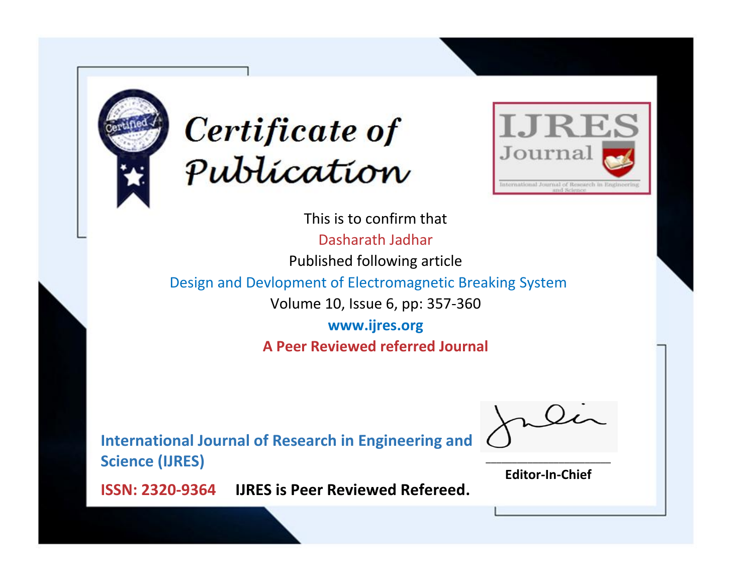# Certificate of Publication

IJRES Journal

International Journal of Research in Engineering and Science

This is to confirm that

Dasharath Jadhar

Published following article

Design and Devlopment of Electromagnetic Breaking System

Volume 10, Issue 6, pp: 357-360

**www.ijres.org**

**A Peer Reviewed referred Journal**

**International Journal of Research in Engineering and Science (IJRES)**

**ISSN: 2320-9364** **IJRES is Peer Reviewed Refereed.**

**Editor-In-Chief**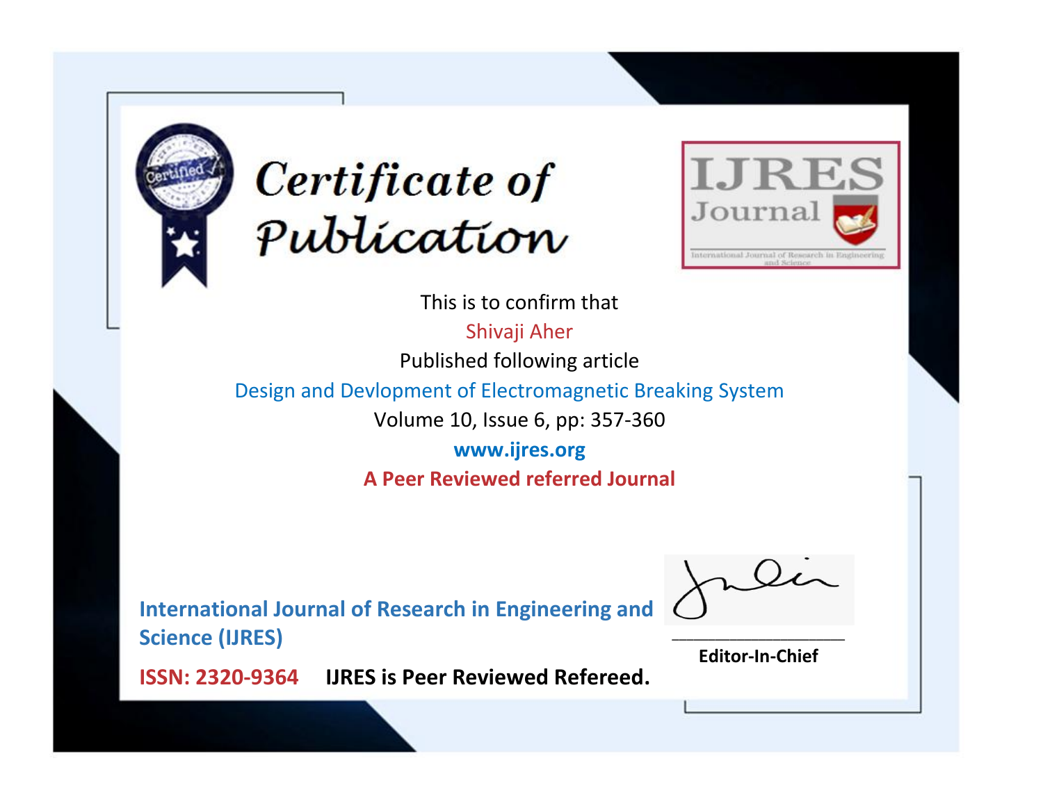# Certificate of Publication

IJRES Journal

International Journal of Research in Engineering and Science

This is to confirm that

Shivaji Aher

Published following article

Design and Devlopment of Electromagnetic Breaking System

Volume 10, Issue 6, pp: 357-360

**www.ijres.org**

**A Peer Reviewed referred Journal**

**International Journal of Research in Engineering and Science (IJRES)**

**ISSN: 2320-9364** **IJRES is Peer Reviewed Refereed.**

**Editor-In-Chief**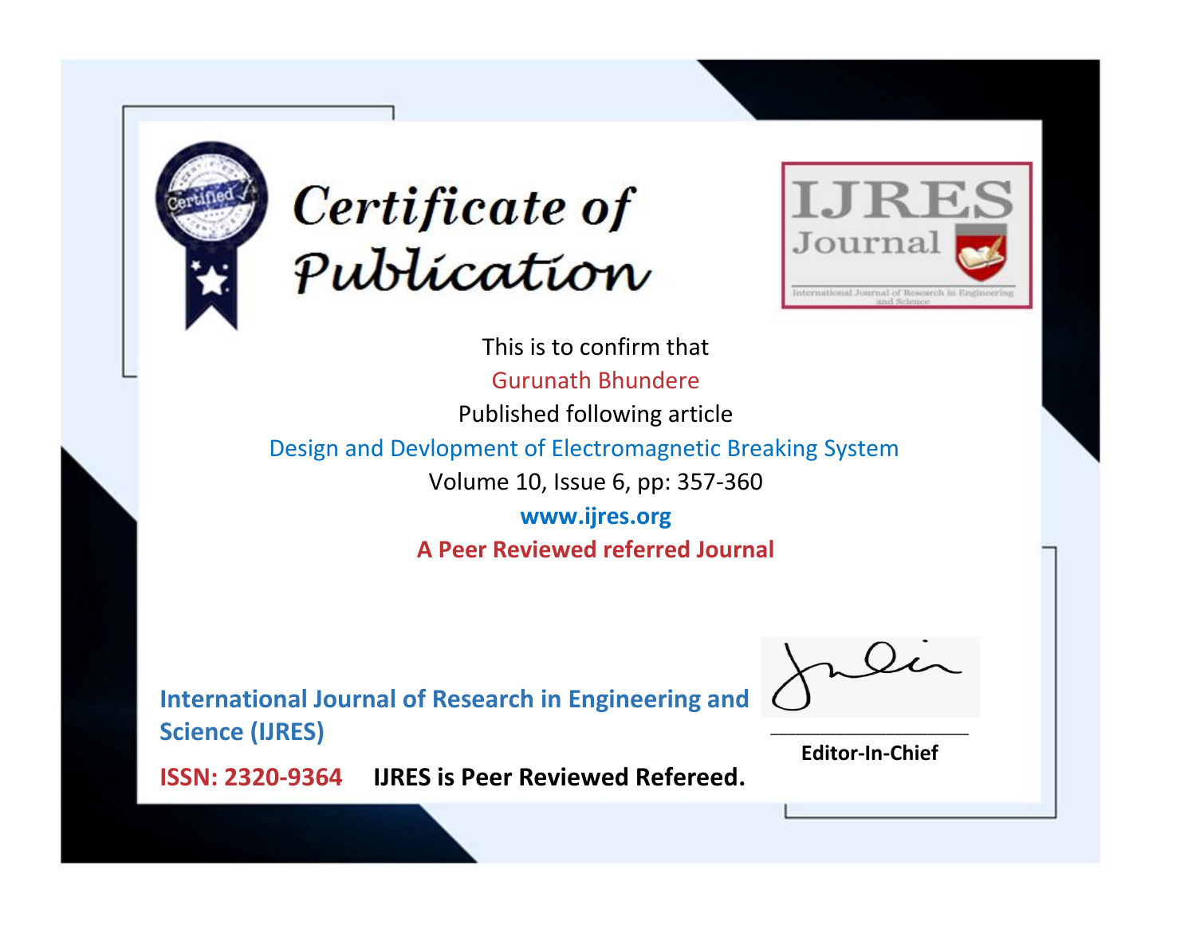# Certificate of Publication

**IJRES Journal**

International Journal of Research in Engineering and Science

This is to confirm that

Gurunath Bhundere

Published following article

Design and Devlopment of Electromagnetic Breaking System

Volume 10, Issue 6, pp: 357-360

**www.ijres.org**

**A Peer Reviewed referred Journal**

**International Journal of Research in Engineering and Science (IJRES)**

**ISSN: 2320-9364** **IJRES is Peer Reviewed Refereed.**

**Editor-In-Chief**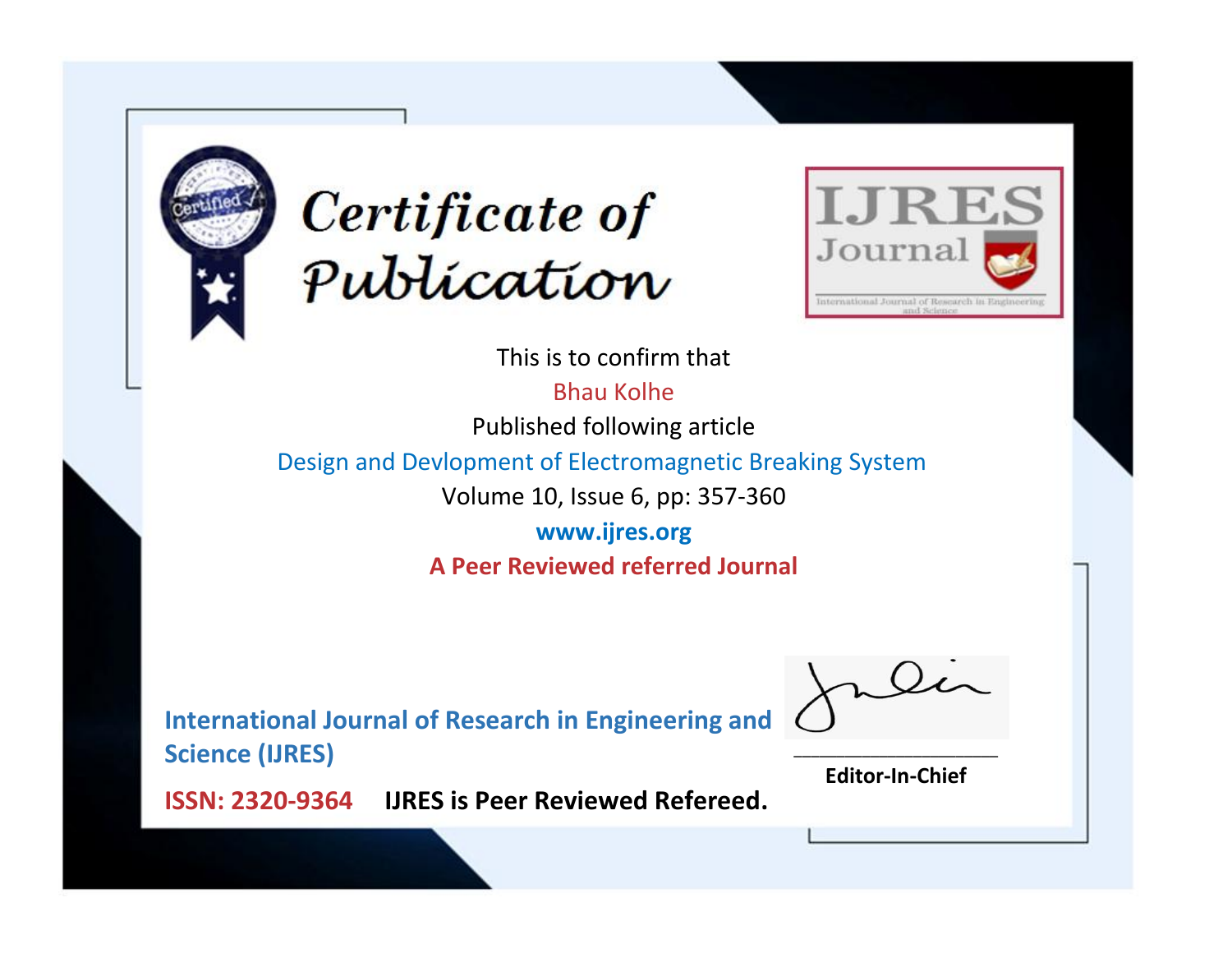# Certificate of Publication

IJRES Journal

International Journal of Research in Engineering and Science

This is to confirm that

Bhau Kolhe

Published following article

Design and Devlopment of Electromagnetic Breaking System

Volume 10, Issue 6, pp: 357-360

**www.ijres.org**

**A Peer Reviewed referred Journal**

**International Journal of Research in Engineering and Science (IJRES)**

**ISSN: 2320-9364** **IJRES is Peer Reviewed Refereed.**

**Editor-In-Chief**